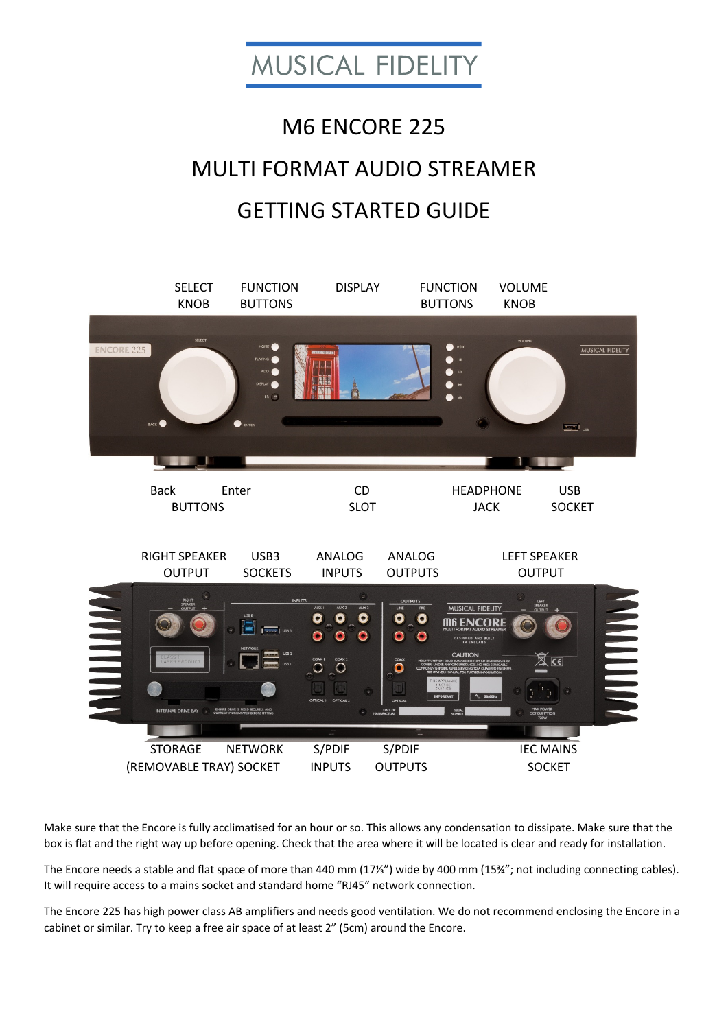# MUSICAL FIDELITY

## M6 ENCORE 225

## MULTI FORMAT AUDIO STREAMER

## GETTING STARTED GUIDE

SELECT KNOB | FUNCTION BUTTONS | DISPLAY | FUNCTION BUTTONS | VOLUME KNOB

Back Enter BUTTONS | CD SLOT | HEADPHONE JACK | USB SOCKET

RIGHT SPEAKER OUTPUT | USB3 SOCKETS | ANALOG INPUTS | ANALOG OUTPUTS | LEFT SPEAKER OUTPUT

STORAGE (REMOVABLE TRAY) | NETWORK SOCKET | S/PDIF INPUTS | S/PDIF OUTPUTS | IEC MAINS SOCKET

Make sure that the Encore is fully acclimatised for an hour or so. This allows any condensation to dissipate. Make sure that the box is flat and the right way up before opening. Check that the area where it will be located is clear and ready for installation.

The Encore needs a stable and flat space of more than 440 mm (17⅓") wide by 400 mm (15¾"; not including connecting cables). It will require access to a mains socket and standard home "RJ45" network connection.

The Encore 225 has high power class AB amplifiers and needs good ventilation. We do not recommend enclosing the Encore in a cabinet or similar. Try to keep a free air space of at least 2" (5cm) around the Encore.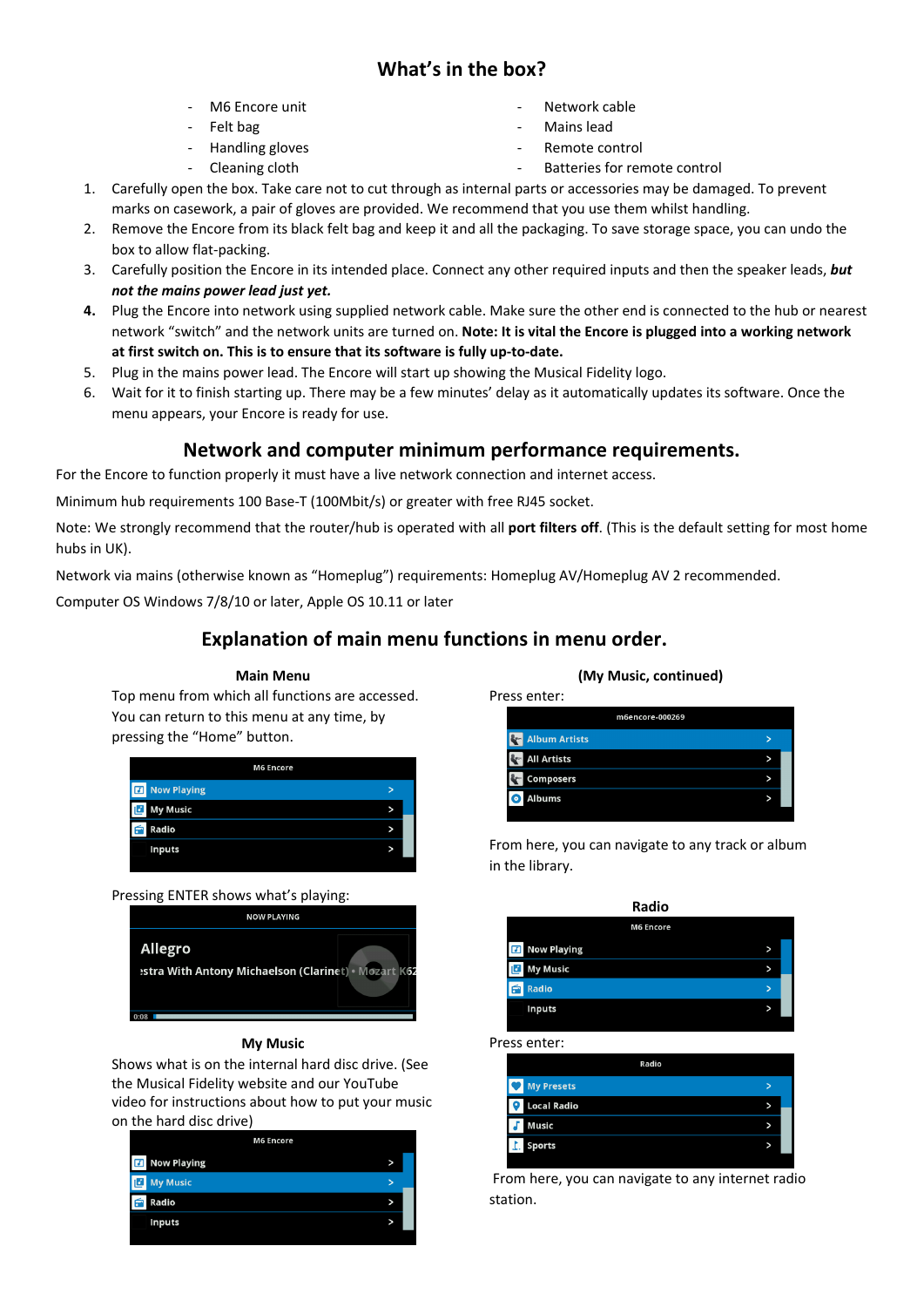## What's in the box?

- M6 Encore unit
- Felt bag
- Handling gloves
- Cleaning cloth
- Network cable
- Mains lead
- Remote control
- Batteries for remote control

1. Carefully open the box. Take care not to cut through as internal parts or accessories may be damaged. To prevent marks on casework, a pair of gloves are provided. We recommend that you use them whilst handling.
2. Remove the Encore from its black felt bag and keep it and all the packaging. To save storage space, you can undo the box to allow flat-packing.
3. Carefully position the Encore in its intended place. Connect any other required inputs and then the speaker leads, ***but not the mains power lead just yet.***
4. Plug the Encore into network using supplied network cable. Make sure the other end is connected to the hub or nearest network "switch" and the network units are turned on. **Note: It is vital the Encore is plugged into a working network at first switch on. This is to ensure that its software is fully up-to-date.**
5. Plug in the mains power lead. The Encore will start up showing the Musical Fidelity logo.
6. Wait for it to finish starting up. There may be a few minutes' delay as it automatically updates its software. Once the menu appears, your Encore is ready for use.

## Network and computer minimum performance requirements.

For the Encore to function properly it must have a live network connection and internet access.

Minimum hub requirements 100 Base-T (100Mbit/s) or greater with free RJ45 socket.

Note: We strongly recommend that the router/hub is operated with all **port filters off**. (This is the default setting for most home hubs in UK).

Network via mains (otherwise known as "Homeplug") requirements: Homeplug AV/Homeplug AV 2 recommended.

Computer OS Windows 7/8/10 or later, Apple OS 10.11 or later

## Explanation of main menu functions in menu order.

### Main Menu

Top menu from which all functions are accessed. You can return to this menu at any time, by pressing the "Home" button.

M6 Encore
- Now Playing >
- My Music >
- Radio >
- Inputs >

Pressing ENTER shows what's playing:

NOW PLAYING
Allegro
estra With Antony Michaelson (Clarinet) • Mozart K62
0:08

### My Music

Shows what is on the internal hard disc drive. (See the Musical Fidelity website and our YouTube video for instructions about how to put your music on the hard disc drive)

M6 Encore
- Now Playing >
- My Music >
- Radio >
- Inputs >

### (My Music, continued)

Press enter:

m6encore-000269
- Album Artists >
- All Artists >
- Composers >
- Albums >

From here, you can navigate to any track or album in the library.

### Radio

M6 Encore
- Now Playing >
- My Music >
- Radio >
- Inputs >

Press enter:

Radio
- My Presets >
- Local Radio >
- Music >
- Sports >

From here, you can navigate to any internet radio station.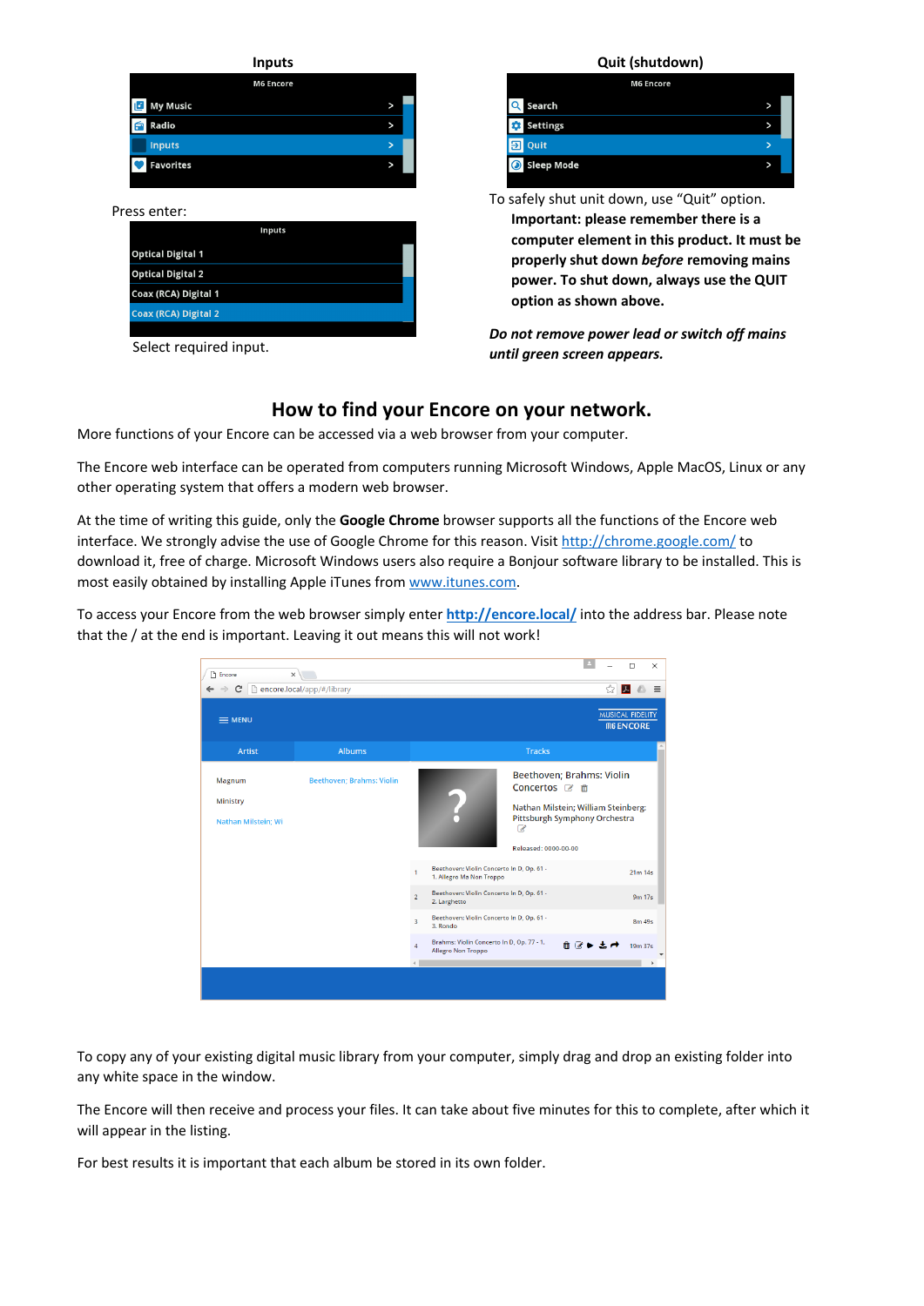**Inputs**

Press enter:

Select required input.

**Quit (shutdown)**

To safely shut unit down, use "Quit" option.

**Important: please remember there is a computer element in this product. It must be properly shut down *before* removing mains power. To shut down, always use the QUIT option as shown above.**

***Do not remove power lead or switch off mains until green screen appears.***

## How to find your Encore on your network.

More functions of your Encore can be accessed via a web browser from your computer.

The Encore web interface can be operated from computers running Microsoft Windows, Apple MacOS, Linux or any other operating system that offers a modern web browser.

At the time of writing this guide, only the **Google Chrome** browser supports all the functions of the Encore web interface. We strongly advise the use of Google Chrome for this reason. Visit http://chrome.google.com/ to download it, free of charge. Microsoft Windows users also require a Bonjour software library to be installed. This is most easily obtained by installing Apple iTunes from www.itunes.com.

To access your Encore from the web browser simply enter **http://encore.local/** into the address bar. Please note that the / at the end is important. Leaving it out means this will not work!

To copy any of your existing digital music library from your computer, simply drag and drop an existing folder into any white space in the window.

The Encore will then receive and process your files. It can take about five minutes for this to complete, after which it will appear in the listing.

For best results it is important that each album be stored in its own folder.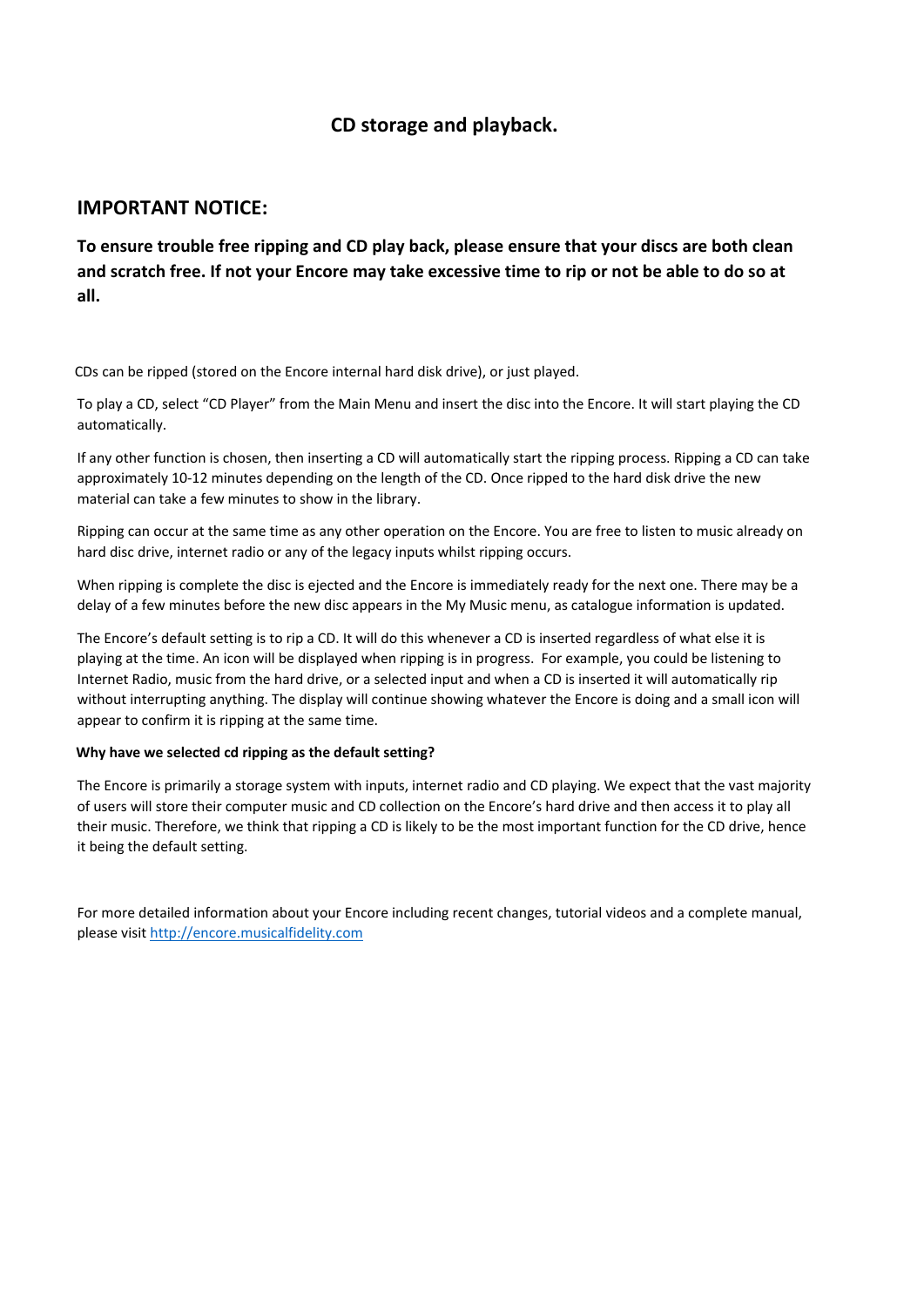# CD storage and playback.

## IMPORTANT NOTICE:

**To ensure trouble free ripping and CD play back, please ensure that your discs are both clean and scratch free. If not your Encore may take excessive time to rip or not be able to do so at all.**

CDs can be ripped (stored on the Encore internal hard disk drive), or just played.

To play a CD, select "CD Player" from the Main Menu and insert the disc into the Encore. It will start playing the CD automatically.

If any other function is chosen, then inserting a CD will automatically start the ripping process. Ripping a CD can take approximately 10-12 minutes depending on the length of the CD. Once ripped to the hard disk drive the new material can take a few minutes to show in the library.

Ripping can occur at the same time as any other operation on the Encore. You are free to listen to music already on hard disc drive, internet radio or any of the legacy inputs whilst ripping occurs.

When ripping is complete the disc is ejected and the Encore is immediately ready for the next one. There may be a delay of a few minutes before the new disc appears in the My Music menu, as catalogue information is updated.

The Encore's default setting is to rip a CD. It will do this whenever a CD is inserted regardless of what else it is playing at the time. An icon will be displayed when ripping is in progress. For example, you could be listening to Internet Radio, music from the hard drive, or a selected input and when a CD is inserted it will automatically rip without interrupting anything. The display will continue showing whatever the Encore is doing and a small icon will appear to confirm it is ripping at the same time.

**Why have we selected cd ripping as the default setting?**

The Encore is primarily a storage system with inputs, internet radio and CD playing. We expect that the vast majority of users will store their computer music and CD collection on the Encore's hard drive and then access it to play all their music. Therefore, we think that ripping a CD is likely to be the most important function for the CD drive, hence it being the default setting.

For more detailed information about your Encore including recent changes, tutorial videos and a complete manual, please visit [http://encore.musicalfidelity.com](http://encore.musicalfidelity.com)